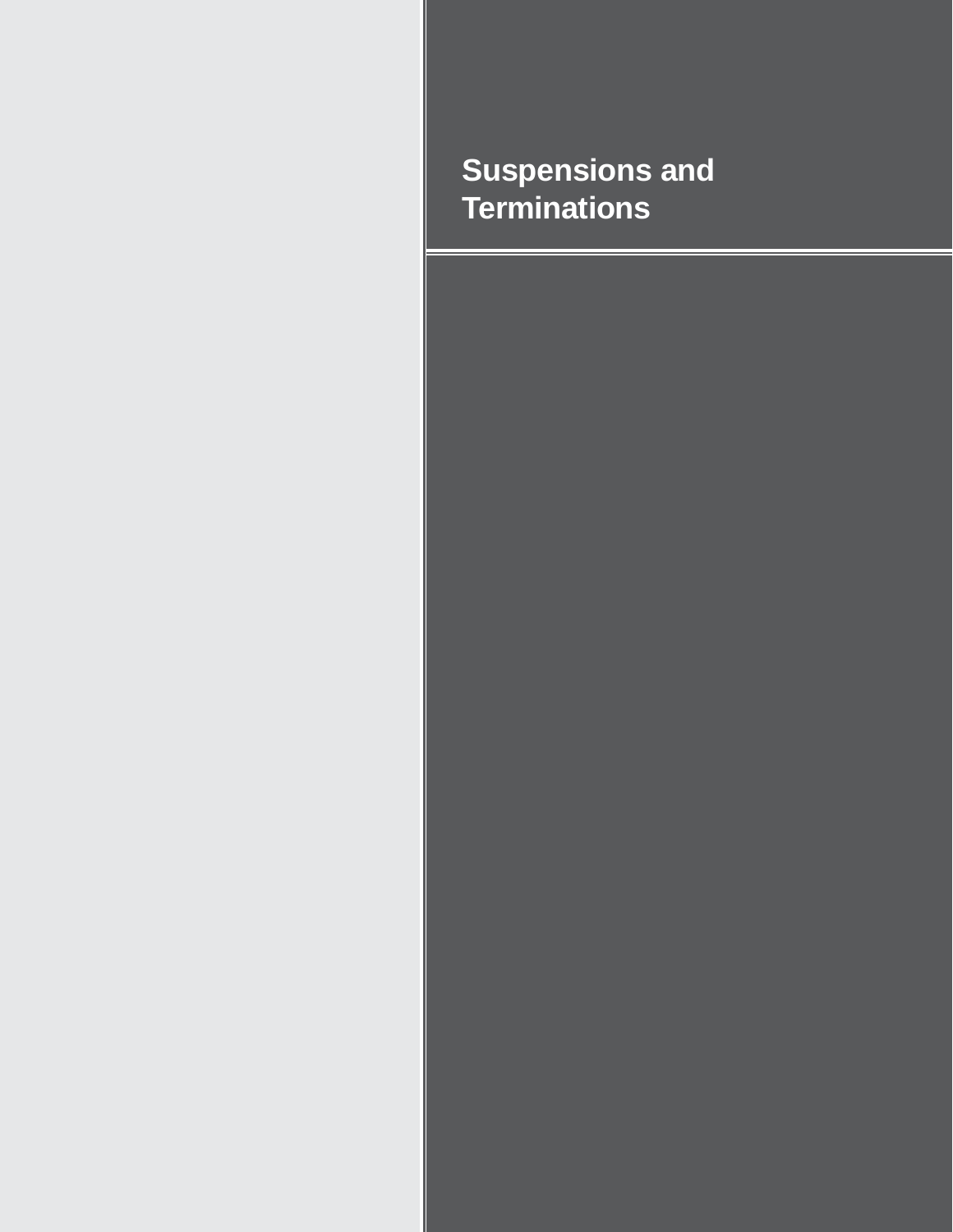# Suspensions and Terminations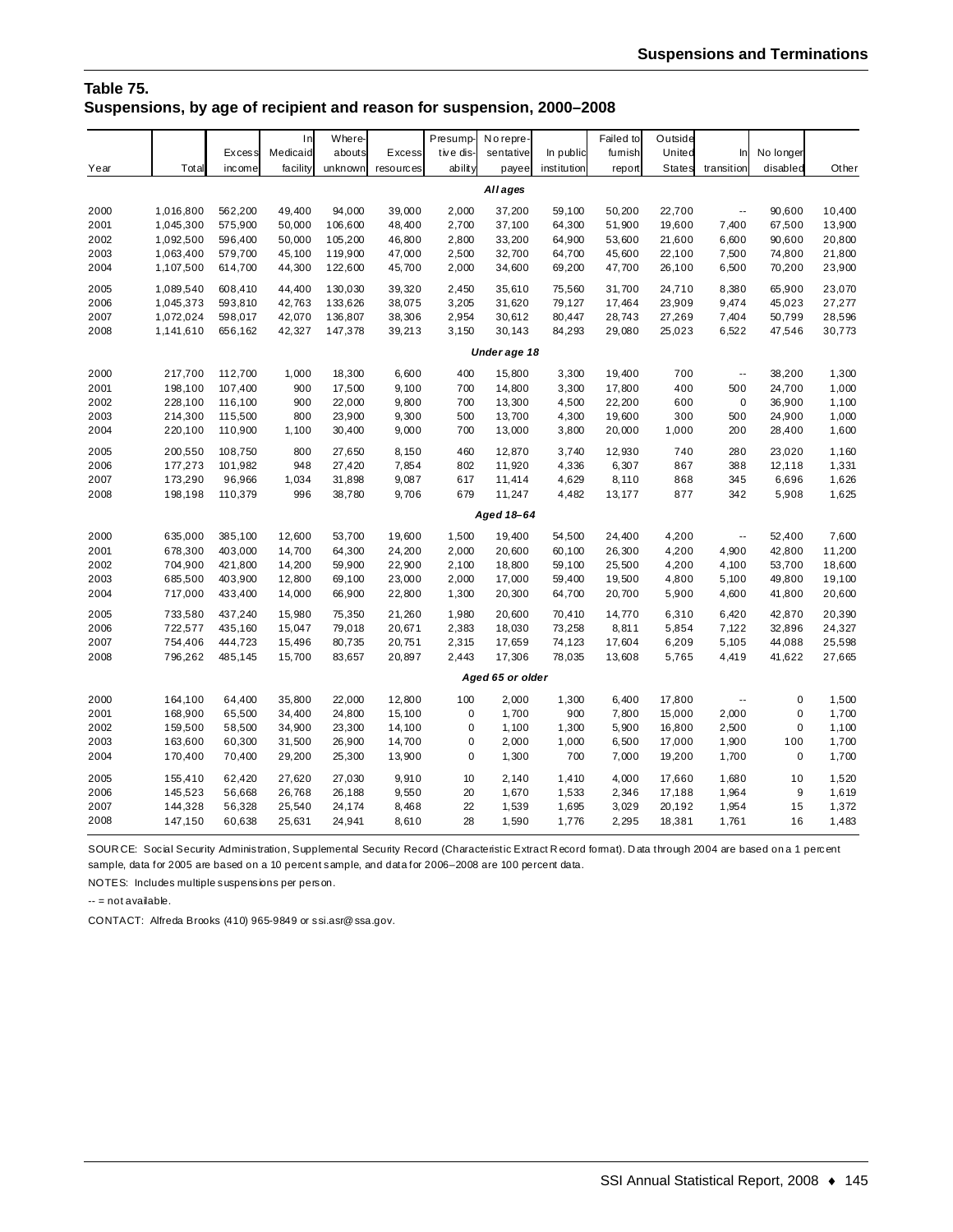## Table 75.
## Suspensions, by age of recipient and reason for suspension, 2000–2008

| Year | Total | Excess income | In Medicaid facility | Whereabouts unknown | Excess resources | Presumptive disability | No representative payee | In public institution | Failed to furnish report | Outside United States | In transition | No longer disabled | Other |
|---|---|---|---|---|---|---|---|---|---|---|---|---|---|
| | | | | | | | ***All ages*** | | | | | | |
| 2000 | 1,016,800 | 562,200 | 49,400 | 94,000 | 39,000 | 2,000 | 37,200 | 59,100 | 50,200 | 22,700 | -- | 90,600 | 10,400 |
| 2001 | 1,045,300 | 575,900 | 50,000 | 106,600 | 48,400 | 2,700 | 37,100 | 64,300 | 51,900 | 19,600 | 7,400 | 67,500 | 13,900 |
| 2002 | 1,092,500 | 596,400 | 50,000 | 105,200 | 46,800 | 2,800 | 33,200 | 64,900 | 53,600 | 21,600 | 6,600 | 90,600 | 20,800 |
| 2003 | 1,063,400 | 579,700 | 45,100 | 119,900 | 47,000 | 2,500 | 32,700 | 64,700 | 45,600 | 22,100 | 7,500 | 74,800 | 21,800 |
| 2004 | 1,107,500 | 614,700 | 44,300 | 122,600 | 45,700 | 2,000 | 34,600 | 69,200 | 47,700 | 26,100 | 6,500 | 70,200 | 23,900 |
| 2005 | 1,089,540 | 608,410 | 44,400 | 130,030 | 39,320 | 2,450 | 35,610 | 75,560 | 31,700 | 24,710 | 8,380 | 65,900 | 23,070 |
| 2006 | 1,045,373 | 593,810 | 42,763 | 133,626 | 38,075 | 3,205 | 31,620 | 79,127 | 17,464 | 23,909 | 9,474 | 45,023 | 27,277 |
| 2007 | 1,072,024 | 598,017 | 42,070 | 136,807 | 38,306 | 2,954 | 30,612 | 80,447 | 28,743 | 27,269 | 7,404 | 50,799 | 28,596 |
| 2008 | 1,141,610 | 656,162 | 42,327 | 147,378 | 39,213 | 3,150 | 30,143 | 84,293 | 29,080 | 25,023 | 6,522 | 47,546 | 30,773 |
| | | | | | | | ***Under age 18*** | | | | | | |
| 2000 | 217,700 | 112,700 | 1,000 | 18,300 | 6,600 | 400 | 15,800 | 3,300 | 19,400 | 700 | -- | 38,200 | 1,300 |
| 2001 | 198,100 | 107,400 | 900 | 17,500 | 9,100 | 700 | 14,800 | 3,300 | 17,800 | 400 | 500 | 24,700 | 1,000 |
| 2002 | 228,100 | 116,100 | 900 | 22,000 | 9,800 | 700 | 13,300 | 4,500 | 22,200 | 600 | 0 | 36,900 | 1,100 |
| 2003 | 214,300 | 115,500 | 800 | 23,900 | 9,300 | 500 | 13,700 | 4,300 | 19,600 | 300 | 500 | 24,900 | 1,000 |
| 2004 | 220,100 | 110,900 | 1,100 | 30,400 | 9,000 | 700 | 13,000 | 3,800 | 20,000 | 1,000 | 200 | 28,400 | 1,600 |
| 2005 | 200,550 | 108,750 | 800 | 27,650 | 8,150 | 460 | 12,870 | 3,740 | 12,930 | 740 | 280 | 23,020 | 1,160 |
| 2006 | 177,273 | 101,982 | 948 | 27,420 | 7,854 | 802 | 11,920 | 4,336 | 6,307 | 867 | 388 | 12,118 | 1,331 |
| 2007 | 173,290 | 96,966 | 1,034 | 31,898 | 9,087 | 617 | 11,414 | 4,629 | 8,110 | 868 | 345 | 6,696 | 1,626 |
| 2008 | 198,198 | 110,379 | 996 | 38,780 | 9,706 | 679 | 11,247 | 4,482 | 13,177 | 877 | 342 | 5,908 | 1,625 |
| | | | | | | | ***Aged 18–64*** | | | | | | |
| 2000 | 635,000 | 385,100 | 12,600 | 53,700 | 19,600 | 1,500 | 19,400 | 54,500 | 24,400 | 4,200 | -- | 52,400 | 7,600 |
| 2001 | 678,300 | 403,000 | 14,700 | 64,300 | 24,200 | 2,000 | 20,600 | 60,100 | 26,300 | 4,200 | 4,900 | 42,800 | 11,200 |
| 2002 | 704,900 | 421,800 | 14,200 | 59,900 | 22,900 | 2,100 | 18,800 | 59,100 | 25,500 | 4,200 | 4,100 | 53,700 | 18,600 |
| 2003 | 685,500 | 403,900 | 12,800 | 69,100 | 23,000 | 2,000 | 17,000 | 59,400 | 19,500 | 4,800 | 5,100 | 49,800 | 19,100 |
| 2004 | 717,000 | 433,400 | 14,000 | 66,900 | 22,800 | 1,300 | 20,300 | 64,700 | 20,700 | 5,900 | 4,600 | 41,800 | 20,600 |
| 2005 | 733,580 | 437,240 | 15,980 | 75,350 | 21,260 | 1,980 | 20,600 | 70,410 | 14,770 | 6,310 | 6,420 | 42,870 | 20,390 |
| 2006 | 722,577 | 435,160 | 15,047 | 79,018 | 20,671 | 2,383 | 18,030 | 73,258 | 8,811 | 5,854 | 7,122 | 32,896 | 24,327 |
| 2007 | 754,406 | 444,723 | 15,496 | 80,735 | 20,751 | 2,315 | 17,659 | 74,123 | 17,604 | 6,209 | 5,105 | 44,088 | 25,598 |
| 2008 | 796,262 | 485,145 | 15,700 | 83,657 | 20,897 | 2,443 | 17,306 | 78,035 | 13,608 | 5,765 | 4,419 | 41,622 | 27,665 |
| | | | | | | | ***Aged 65 or older*** | | | | | | |
| 2000 | 164,100 | 64,400 | 35,800 | 22,000 | 12,800 | 100 | 2,000 | 1,300 | 6,400 | 17,800 | -- | 0 | 1,500 |
| 2001 | 168,900 | 65,500 | 34,400 | 24,800 | 15,100 | 0 | 1,700 | 900 | 7,800 | 15,000 | 2,000 | 0 | 1,700 |
| 2002 | 159,500 | 58,500 | 34,900 | 23,300 | 14,100 | 0 | 1,100 | 1,300 | 5,900 | 16,800 | 2,500 | 0 | 1,100 |
| 2003 | 163,600 | 60,300 | 31,500 | 26,900 | 14,700 | 0 | 2,000 | 1,000 | 6,500 | 17,000 | 1,900 | 100 | 1,700 |
| 2004 | 170,400 | 70,400 | 29,200 | 25,300 | 13,900 | 0 | 1,300 | 700 | 7,000 | 19,200 | 1,700 | 0 | 1,700 |
| 2005 | 155,410 | 62,420 | 27,620 | 27,030 | 9,910 | 10 | 2,140 | 1,410 | 4,000 | 17,660 | 1,680 | 10 | 1,520 |
| 2006 | 145,523 | 56,668 | 26,768 | 26,188 | 9,550 | 20 | 1,670 | 1,533 | 2,346 | 17,188 | 1,964 | 9 | 1,619 |
| 2007 | 144,328 | 56,328 | 25,540 | 24,174 | 8,468 | 22 | 1,539 | 1,695 | 3,029 | 20,192 | 1,954 | 15 | 1,372 |
| 2008 | 147,150 | 60,638 | 25,631 | 24,941 | 8,610 | 28 | 1,590 | 1,776 | 2,295 | 18,381 | 1,761 | 16 | 1,483 |

SOURCE: Social Security Administration, Supplemental Security Record (Characteristic Extract Record format). Data through 2004 are based on a 1 percent sample, data for 2005 are based on a 10 percent sample, and data for 2006–2008 are 100 percent data.

NOTES: Includes multiple suspensions per person.

-- = not available.

CONTACT: Alfreda Brooks (410) 965-9849 or ssi.asr@ssa.gov.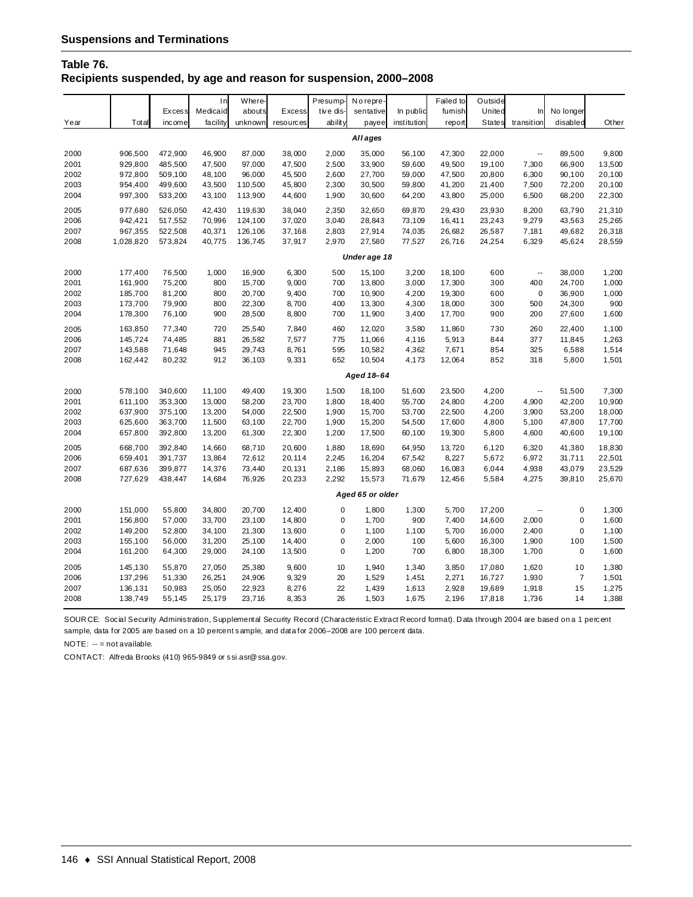## Suspensions and Terminations

### Table 76.
### Recipients suspended, by age and reason for suspension, 2000–2008

| Year | Total | Excess income | In Medicaid facility | Whereabouts unknown | Excess resources | Presumptive disability | No representative payee | In public institution | Failed to furnish report | Outside United States | In transition | No longer disabled | Other |
|---|---|---|---|---|---|---|---|---|---|---|---|---|---|
| | | | | | | | *All ages* | | | | | | |
| 2000 | 906,500 | 472,900 | 46,900 | 87,000 | 38,000 | 2,000 | 35,000 | 56,100 | 47,300 | 22,000 | -- | 89,500 | 9,800 |
| 2001 | 929,800 | 485,500 | 47,500 | 97,000 | 47,500 | 2,500 | 33,900 | 59,600 | 49,500 | 19,100 | 7,300 | 66,900 | 13,500 |
| 2002 | 972,800 | 509,100 | 48,100 | 96,000 | 45,500 | 2,600 | 27,700 | 59,000 | 47,500 | 20,800 | 6,300 | 90,100 | 20,100 |
| 2003 | 954,400 | 499,600 | 43,500 | 110,500 | 45,800 | 2,300 | 30,500 | 59,800 | 41,200 | 21,400 | 7,500 | 72,200 | 20,100 |
| 2004 | 997,300 | 533,200 | 43,100 | 113,900 | 44,600 | 1,900 | 30,600 | 64,200 | 43,800 | 25,000 | 6,500 | 68,200 | 22,300 |
| 2005 | 977,680 | 526,050 | 42,430 | 119,630 | 38,040 | 2,350 | 32,650 | 69,870 | 29,430 | 23,930 | 8,200 | 63,790 | 21,310 |
| 2006 | 942,421 | 517,552 | 70,996 | 124,100 | 37,020 | 3,040 | 28,843 | 73,109 | 16,411 | 23,243 | 9,279 | 43,563 | 25,265 |
| 2007 | 967,355 | 522,508 | 40,371 | 126,106 | 37,168 | 2,803 | 27,914 | 74,035 | 26,682 | 26,587 | 7,181 | 49,682 | 26,318 |
| 2008 | 1,028,820 | 573,824 | 40,775 | 136,745 | 37,917 | 2,970 | 27,580 | 77,527 | 26,716 | 24,254 | 6,329 | 45,624 | 28,559 |
| | | | | | | | *Under age 18* | | | | | | |
| 2000 | 177,400 | 76,500 | 1,000 | 16,900 | 6,300 | 500 | 15,100 | 3,200 | 18,100 | 600 | -- | 38,000 | 1,200 |
| 2001 | 161,900 | 75,200 | 800 | 15,700 | 9,000 | 700 | 13,800 | 3,000 | 17,300 | 300 | 400 | 24,700 | 1,000 |
| 2002 | 185,700 | 81,200 | 800 | 20,700 | 9,400 | 700 | 10,900 | 4,200 | 19,300 | 600 | 0 | 36,900 | 1,000 |
| 2003 | 173,700 | 79,900 | 800 | 22,300 | 8,700 | 400 | 13,300 | 4,300 | 18,000 | 300 | 500 | 24,300 | 900 |
| 2004 | 178,300 | 76,100 | 900 | 28,500 | 8,800 | 700 | 11,900 | 3,400 | 17,700 | 900 | 200 | 27,600 | 1,600 |
| 2005 | 163,850 | 77,340 | 720 | 25,540 | 7,840 | 460 | 12,020 | 3,580 | 11,860 | 730 | 260 | 22,400 | 1,100 |
| 2006 | 145,724 | 74,485 | 881 | 26,582 | 7,577 | 775 | 11,066 | 4,116 | 5,913 | 844 | 377 | 11,845 | 1,263 |
| 2007 | 143,588 | 71,648 | 945 | 29,743 | 8,761 | 595 | 10,582 | 4,362 | 7,671 | 854 | 325 | 6,588 | 1,514 |
| 2008 | 162,442 | 80,232 | 912 | 36,103 | 9,331 | 652 | 10,504 | 4,173 | 12,064 | 852 | 318 | 5,800 | 1,501 |
| | | | | | | | *Aged 18–64* | | | | | | |
| 2000 | 578,100 | 340,600 | 11,100 | 49,400 | 19,300 | 1,500 | 18,100 | 51,600 | 23,500 | 4,200 | -- | 51,500 | 7,300 |
| 2001 | 611,100 | 353,300 | 13,000 | 58,200 | 23,700 | 1,800 | 18,400 | 55,700 | 24,800 | 4,200 | 4,900 | 42,200 | 10,900 |
| 2002 | 637,900 | 375,100 | 13,200 | 54,000 | 22,500 | 1,900 | 15,700 | 53,700 | 22,500 | 4,200 | 3,900 | 53,200 | 18,000 |
| 2003 | 625,600 | 363,700 | 11,500 | 63,100 | 22,700 | 1,900 | 15,200 | 54,500 | 17,600 | 4,800 | 5,100 | 47,800 | 17,700 |
| 2004 | 657,800 | 392,800 | 13,200 | 61,300 | 22,300 | 1,200 | 17,500 | 60,100 | 19,300 | 5,800 | 4,600 | 40,600 | 19,100 |
| 2005 | 668,700 | 392,840 | 14,660 | 68,710 | 20,600 | 1,880 | 18,690 | 64,950 | 13,720 | 6,120 | 6,320 | 41,380 | 18,830 |
| 2006 | 659,401 | 391,737 | 13,864 | 72,612 | 20,114 | 2,245 | 16,204 | 67,542 | 8,227 | 5,672 | 6,972 | 31,711 | 22,501 |
| 2007 | 687,636 | 399,877 | 14,376 | 73,440 | 20,131 | 2,186 | 15,893 | 68,060 | 16,083 | 6,044 | 4,938 | 43,079 | 23,529 |
| 2008 | 727,629 | 438,447 | 14,684 | 76,926 | 20,233 | 2,292 | 15,573 | 71,679 | 12,456 | 5,584 | 4,275 | 39,810 | 25,670 |
| | | | | | | | *Aged 65 or older* | | | | | | |
| 2000 | 151,000 | 55,800 | 34,800 | 20,700 | 12,400 | 0 | 1,800 | 1,300 | 5,700 | 17,200 | -- | 0 | 1,300 |
| 2001 | 156,800 | 57,000 | 33,700 | 23,100 | 14,800 | 0 | 1,700 | 900 | 7,400 | 14,600 | 2,000 | 0 | 1,600 |
| 2002 | 149,200 | 52,800 | 34,100 | 21,300 | 13,600 | 0 | 1,100 | 1,100 | 5,700 | 16,000 | 2,400 | 0 | 1,100 |
| 2003 | 155,100 | 56,000 | 31,200 | 25,100 | 14,400 | 0 | 2,000 | 100 | 5,600 | 16,300 | 1,900 | 100 | 1,500 |
| 2004 | 161,200 | 64,300 | 29,000 | 24,100 | 13,500 | 0 | 1,200 | 700 | 6,800 | 18,300 | 1,700 | 0 | 1,600 |
| 2005 | 145,130 | 55,870 | 27,050 | 25,380 | 9,600 | 10 | 1,940 | 1,340 | 3,850 | 17,080 | 1,620 | 10 | 1,380 |
| 2006 | 137,296 | 51,330 | 26,251 | 24,906 | 9,329 | 20 | 1,529 | 1,451 | 2,271 | 16,727 | 1,930 | 7 | 1,501 |
| 2007 | 136,131 | 50,983 | 25,050 | 22,923 | 8,276 | 22 | 1,439 | 1,613 | 2,928 | 19,689 | 1,918 | 15 | 1,275 |
| 2008 | 138,749 | 55,145 | 25,179 | 23,716 | 8,353 | 26 | 1,503 | 1,675 | 2,196 | 17,818 | 1,736 | 14 | 1,388 |

SOURCE: Social Security Administration, Supplemental Security Record (Characteristic Extract Record format). Data through 2004 are based on a 1 percent sample, data for 2005 are based on a 10 percent sample, and data for 2006–2008 are 100 percent data.

NOTE: -- = not available.

CONTACT: Alfreda Brooks (410) 965-9849 or ssi.asr@ssa.gov.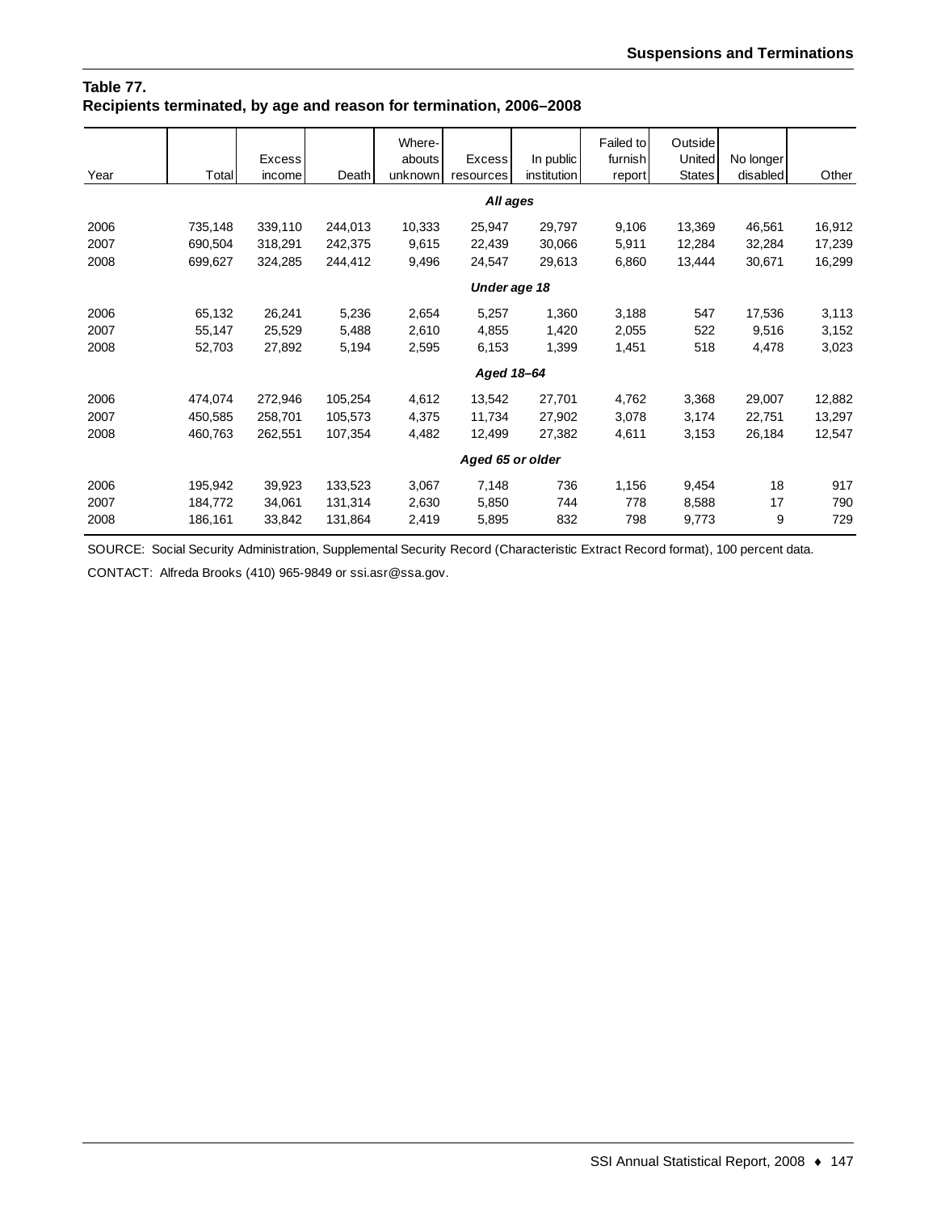**Table 77.**
**Recipients terminated, by age and reason for termination, 2006–2008**

| Year | Total | Excess income | Death | Whereabouts unknown | Excess resources | In public institution | Failed to furnish report | Outside United States | No longer disabled | Other |
|---|---|---|---|---|---|---|---|---|---|---|
| | | | | | *All ages* | | | | | |
| 2006 | 735,148 | 339,110 | 244,013 | 10,333 | 25,947 | 29,797 | 9,106 | 13,369 | 46,561 | 16,912 |
| 2007 | 690,504 | 318,291 | 242,375 | 9,615 | 22,439 | 30,066 | 5,911 | 12,284 | 32,284 | 17,239 |
| 2008 | 699,627 | 324,285 | 244,412 | 9,496 | 24,547 | 29,613 | 6,860 | 13,444 | 30,671 | 16,299 |
| | | | | | *Under age 18* | | | | | |
| 2006 | 65,132 | 26,241 | 5,236 | 2,654 | 5,257 | 1,360 | 3,188 | 547 | 17,536 | 3,113 |
| 2007 | 55,147 | 25,529 | 5,488 | 2,610 | 4,855 | 1,420 | 2,055 | 522 | 9,516 | 3,152 |
| 2008 | 52,703 | 27,892 | 5,194 | 2,595 | 6,153 | 1,399 | 1,451 | 518 | 4,478 | 3,023 |
| | | | | | *Aged 18–64* | | | | | |
| 2006 | 474,074 | 272,946 | 105,254 | 4,612 | 13,542 | 27,701 | 4,762 | 3,368 | 29,007 | 12,882 |
| 2007 | 450,585 | 258,701 | 105,573 | 4,375 | 11,734 | 27,902 | 3,078 | 3,174 | 22,751 | 13,297 |
| 2008 | 460,763 | 262,551 | 107,354 | 4,482 | 12,499 | 27,382 | 4,611 | 3,153 | 26,184 | 12,547 |
| | | | | | *Aged 65 or older* | | | | | |
| 2006 | 195,942 | 39,923 | 133,523 | 3,067 | 7,148 | 736 | 1,156 | 9,454 | 18 | 917 |
| 2007 | 184,772 | 34,061 | 131,314 | 2,630 | 5,850 | 744 | 778 | 8,588 | 17 | 790 |
| 2008 | 186,161 | 33,842 | 131,864 | 2,419 | 5,895 | 832 | 798 | 9,773 | 9 | 729 |

SOURCE: Social Security Administration, Supplemental Security Record (Characteristic Extract Record format), 100 percent data.

CONTACT: Alfreda Brooks (410) 965-9849 or ssi.asr@ssa.gov.